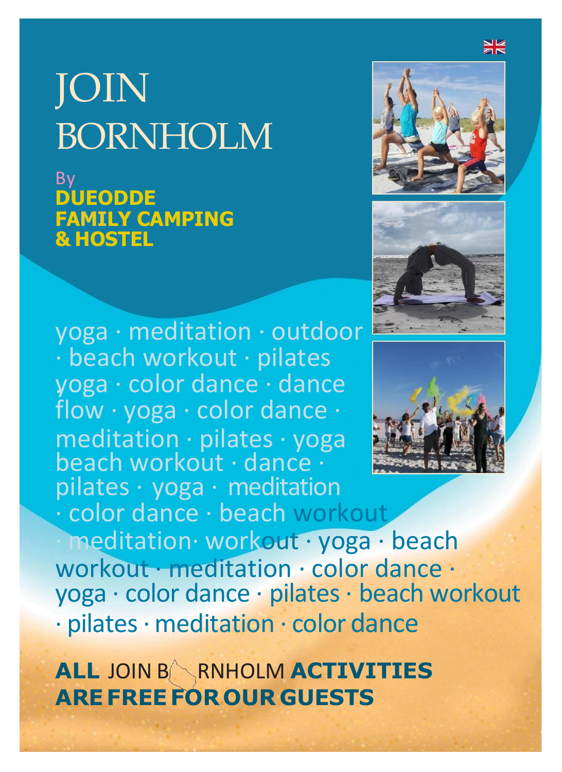# JOIN BORNHOLM

By
**DUEODDE FAMILY CAMPING & HOSTEL**

yoga · meditation · outdoor · beach workout · pilates yoga · color dance · dance flow · yoga · color dance · meditation · pilates · yoga beach workout · dance · pilates · yoga · meditation · color dance · beach workout · meditation· workout · yoga · beach workout · meditation · color dance · yoga · color dance · pilates · beach workout · pilates · meditation · color dance

**ALL** JOIN BORNHOLM **ACTIVITIES ARE FREE FOR OUR GUESTS**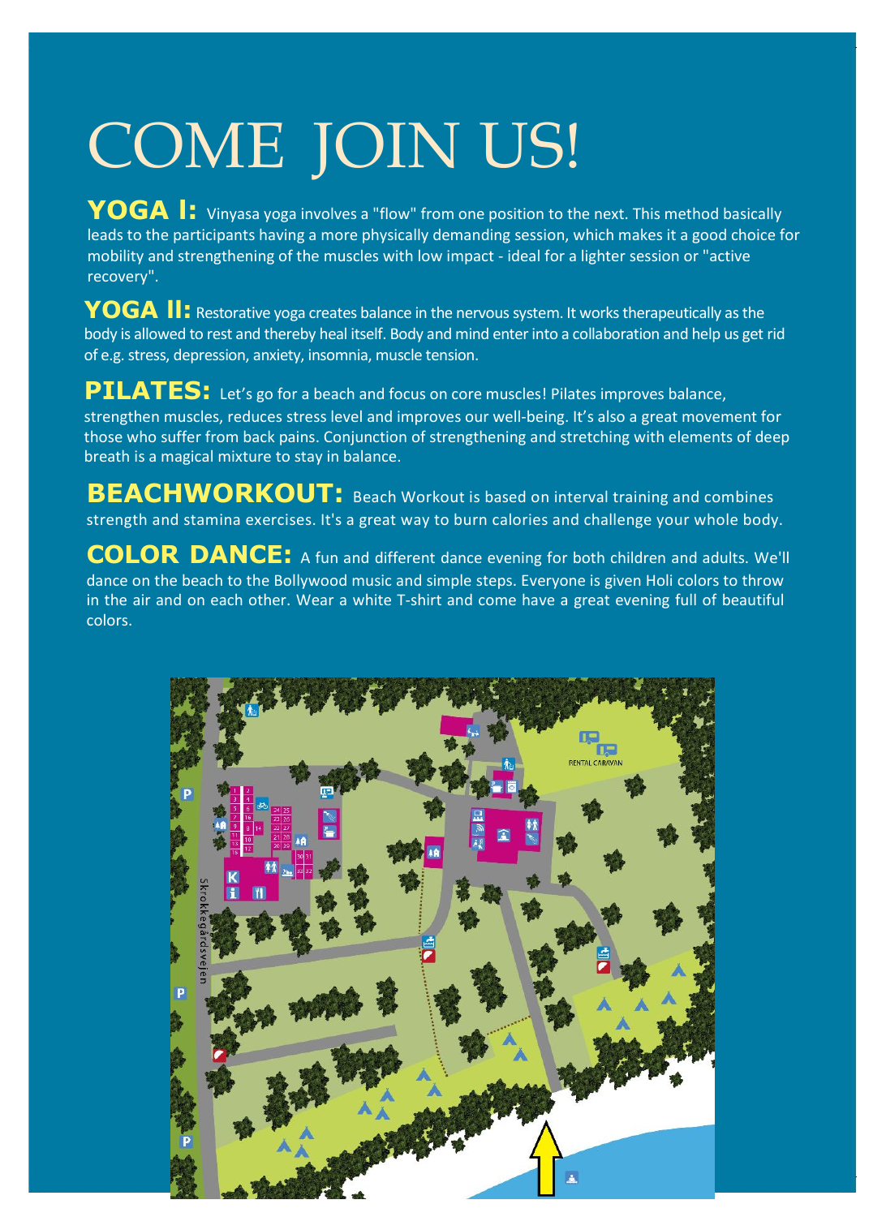# COME JOIN US!

**YOGA I:** Vinyasa yoga involves a "flow" from one position to the next. This method basically leads to the participants having a more physically demanding session, which makes it a good choice for mobility and strengthening of the muscles with low impact - ideal for a lighter session or "active recovery".

**YOGA II:** Restorative yoga creates balance in the nervous system. It works therapeutically as the body is allowed to rest and thereby heal itself. Body and mind enter into a collaboration and help us get rid of e.g. stress, depression, anxiety, insomnia, muscle tension.

**PILATES:** Let's go for a beach and focus on core muscles! Pilates improves balance, strengthen muscles, reduces stress level and improves our well-being. It's also a great movement for those who suffer from back pains. Conjunction of strengthening and stretching with elements of deep breath is a magical mixture to stay in balance.

**BEACHWORKOUT:** Beach Workout is based on interval training and combines strength and stamina exercises. It's a great way to burn calories and challenge your whole body.

**COLOR DANCE:** A fun and different dance evening for both children and adults. We'll dance on the beach to the Bollywood music and simple steps. Everyone is given Holi colors to throw in the air and on each other. Wear a white T-shirt and come have a great evening full of beautiful colors.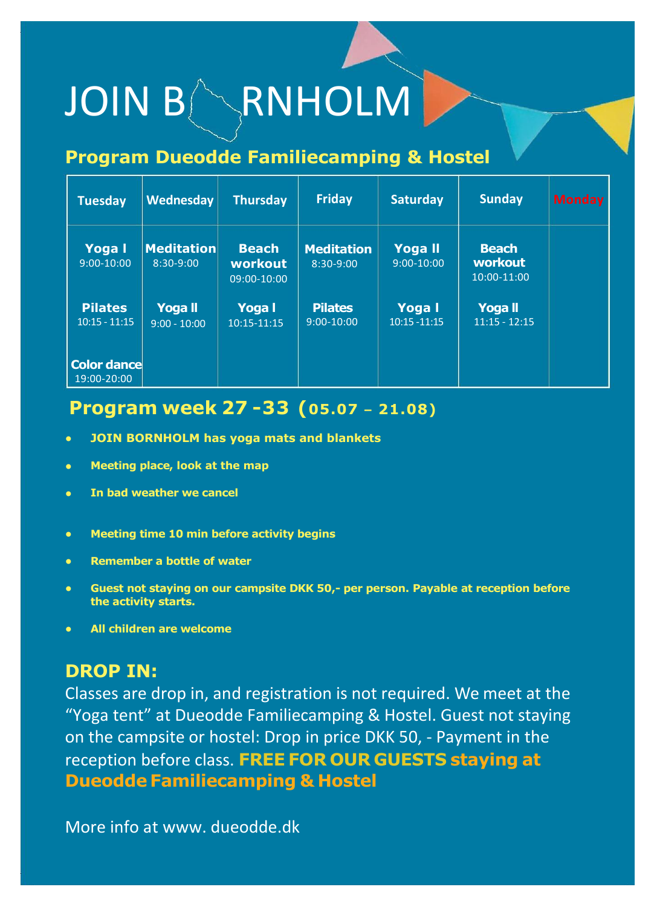# JOIN BORNHOLM

## Program Dueodde Familiecamping & Hostel

| Tuesday | Wednesday | Thursday | Friday | Saturday | Sunday | Monday |
|---|---|---|---|---|---|---|
| **Yoga I** 9:00-10:00 | **Meditation** 8:30-9:00 | **Beach workout** 09:00-10:00 | **Meditation** 8:30-9:00 | **Yoga II** 9:00-10:00 | **Beach workout** 10:00-11:00 | |
| **Pilates** 10:15 - 11:15 | **Yoga II** 9:00 - 10:00 | **Yoga I** 10:15-11:15 | **Pilates** 9:00-10:00 | **Yoga I** 10:15 -11:15 | **Yoga II** 11:15 - 12:15 | |
| **Color dance** 19:00-20:00 | | | | | | |

## Program week 27 -33 (05.07 – 21.08)

- **JOIN BORNHOLM has yoga mats and blankets**
- **Meeting place, look at the map**
- **In bad weather we cancel**
- **Meeting time 10 min before activity begins**
- **Remember a bottle of water**
- **Guest not staying on our campsite DKK 50,- per person. Payable at reception before the activity starts.**
- **All children are welcome**

## DROP IN:

Classes are drop in, and registration is not required. We meet at the "Yoga tent" at Dueodde Familiecamping & Hostel. Guest not staying on the campsite or hostel: Drop in price DKK 50, - Payment in the reception before class. **FREE FOR OUR GUESTS staying at Dueodde Familiecamping & Hostel**

More info at www. dueodde.dk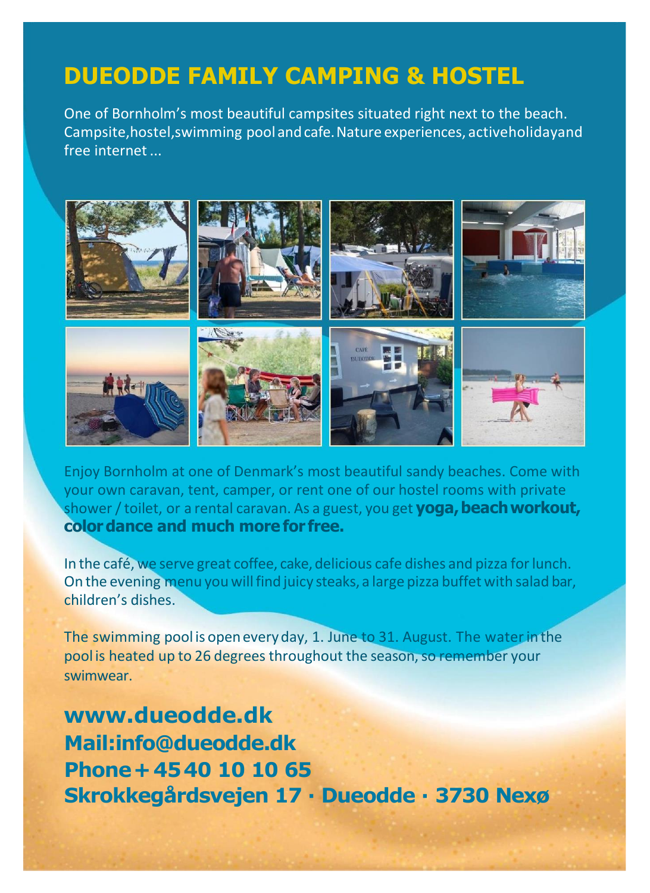# DUEODDE FAMILY CAMPING & HOSTEL

One of Bornholm's most beautiful campsites situated right next to the beach. Campsite, hostel, swimming pool and cafe. Nature experiences, active holiday and free internet ...

Enjoy Bornholm at one of Denmark's most beautiful sandy beaches. Come with your own caravan, tent, camper, or rent one of our hostel rooms with private shower / toilet, or a rental caravan. As a guest, you get **yoga, beach workout, color dance and much more for free.**

In the café, we serve great coffee, cake, delicious cafe dishes and pizza for lunch. On the evening menu you will find juicy steaks, a large pizza buffet with salad bar, children's dishes.

The swimming pool is open every day, 1. June to 31. August. The water in the pool is heated up to 26 degrees throughout the season, so remember your swimwear.

**www.dueodde.dk**
**Mail: info@dueodde.dk**
**Phone + 45 40 10 10 65**
**Skrokkegårdsvejen 17 · Dueodde · 3730 Nexø**